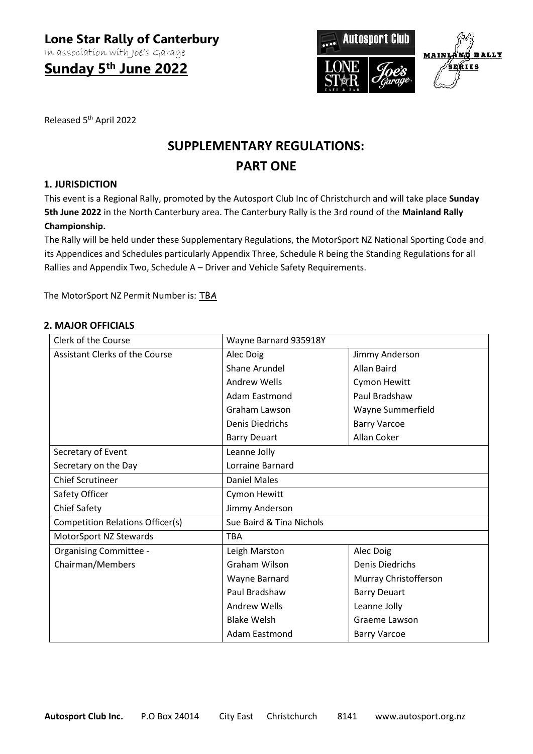**Lone Star Rally of Canterbury**

In association with Joe's Garage

**Sunday 5th June 2022**

Released 5th April 2022

# SUPPLEMENTARY REGULATIONS: PART ONE

## 1. JURISDICTION

This event is a Regional Rally, promoted by the Autosport Club Inc of Christchurch and will take place **Sunday 5th June 2022** in the North Canterbury area. The Canterbury Rally is the 3rd round of the **Mainland Rally Championship.**

The Rally will be held under these Supplementary Regulations, the MotorSport NZ National Sporting Code and its Appendices and Schedules particularly Appendix Three, Schedule R being the Standing Regulations for all Rallies and Appendix Two, Schedule A – Driver and Vehicle Safety Requirements.

The MotorSport NZ Permit Number is: TBA

## 2. MAJOR OFFICIALS

| Role | | |
|---|---|---|
| Clerk of the Course | Wayne Barnard 935918Y | |
| Assistant Clerks of the Course | Alec Doig | Jimmy Anderson |
| | Shane Arundel | Allan Baird |
| | Andrew Wells | Cymon Hewitt |
| | Adam Eastmond | Paul Bradshaw |
| | Graham Lawson | Wayne Summerfield |
| | Denis Diedrichs | Barry Varcoe |
| | Barry Deuart | Allan Coker |
| Secretary of Event | Leanne Jolly | |
| Secretary on the Day | Lorraine Barnard | |
| Chief Scrutineer | Daniel Males | |
| Safety Officer | Cymon Hewitt | |
| Chief Safety | Jimmy Anderson | |
| Competition Relations Officer(s) | Sue Baird & Tina Nichols | |
| MotorSport NZ Stewards | TBA | |
| Organising Committee - Chairman/Members | Leigh Marston | Alec Doig |
| | Graham Wilson | Denis Diedrichs |
| | Wayne Barnard | Murray Christofferson |
| | Paul Bradshaw | Barry Deuart |
| | Andrew Wells | Leanne Jolly |
| | Blake Welsh | Graeme Lawson |
| | Adam Eastmond | Barry Varcoe |

**Autosport Club Inc.** P.O Box 24014 City East Christchurch 8141 www.autosport.org.nz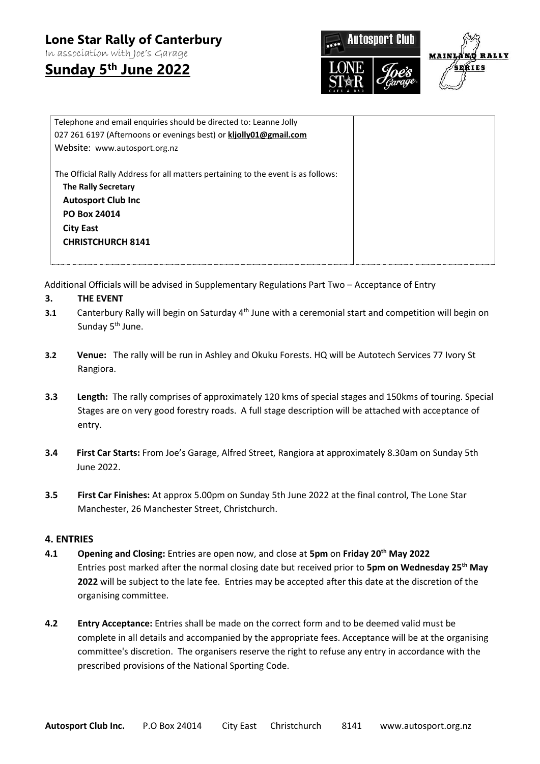# Lone Star Rally of Canterbury

In association with Joe's Garage

## Sunday 5th June 2022

| Telephone and email enquiries should be directed to: Leanne Jolly<br>027 261 6197 (Afternoons or evenings best) or **kljolly01@gmail.com**<br>Website: www.autosport.org.nz<br><br>The Official Rally Address for all matters pertaining to the event is as follows:<br>**The Rally Secretary**<br>**Autosport Club Inc**<br>**PO Box 24014**<br>**City East**<br>**CHRISTCHURCH 8141** | |
|---|---|

Additional Officials will be advised in Supplementary Regulations Part Two – Acceptance of Entry

**3. THE EVENT**

**3.1** Canterbury Rally will begin on Saturday 4th June with a ceremonial start and competition will begin on Sunday 5th June.

**3.2 Venue:** The rally will be run in Ashley and Okuku Forests. HQ will be Autotech Services 77 Ivory St Rangiora.

**3.3 Length:** The rally comprises of approximately 120 kms of special stages and 150kms of touring. Special Stages are on very good forestry roads. A full stage description will be attached with acceptance of entry.

**3.4 First Car Starts:** From Joe's Garage, Alfred Street, Rangiora at approximately 8.30am on Sunday 5th June 2022.

**3.5 First Car Finishes:** At approx 5.00pm on Sunday 5th June 2022 at the final control, The Lone Star Manchester, 26 Manchester Street, Christchurch.

## 4. ENTRIES

**4.1 Opening and Closing:** Entries are open now, and close at **5pm** on **Friday 20th May 2022**
Entries post marked after the normal closing date but received prior to **5pm on Wednesday 25th May 2022** will be subject to the late fee. Entries may be accepted after this date at the discretion of the organising committee.

**4.2 Entry Acceptance:** Entries shall be made on the correct form and to be deemed valid must be complete in all details and accompanied by the appropriate fees. Acceptance will be at the organising committee's discretion. The organisers reserve the right to refuse any entry in accordance with the prescribed provisions of the National Sporting Code.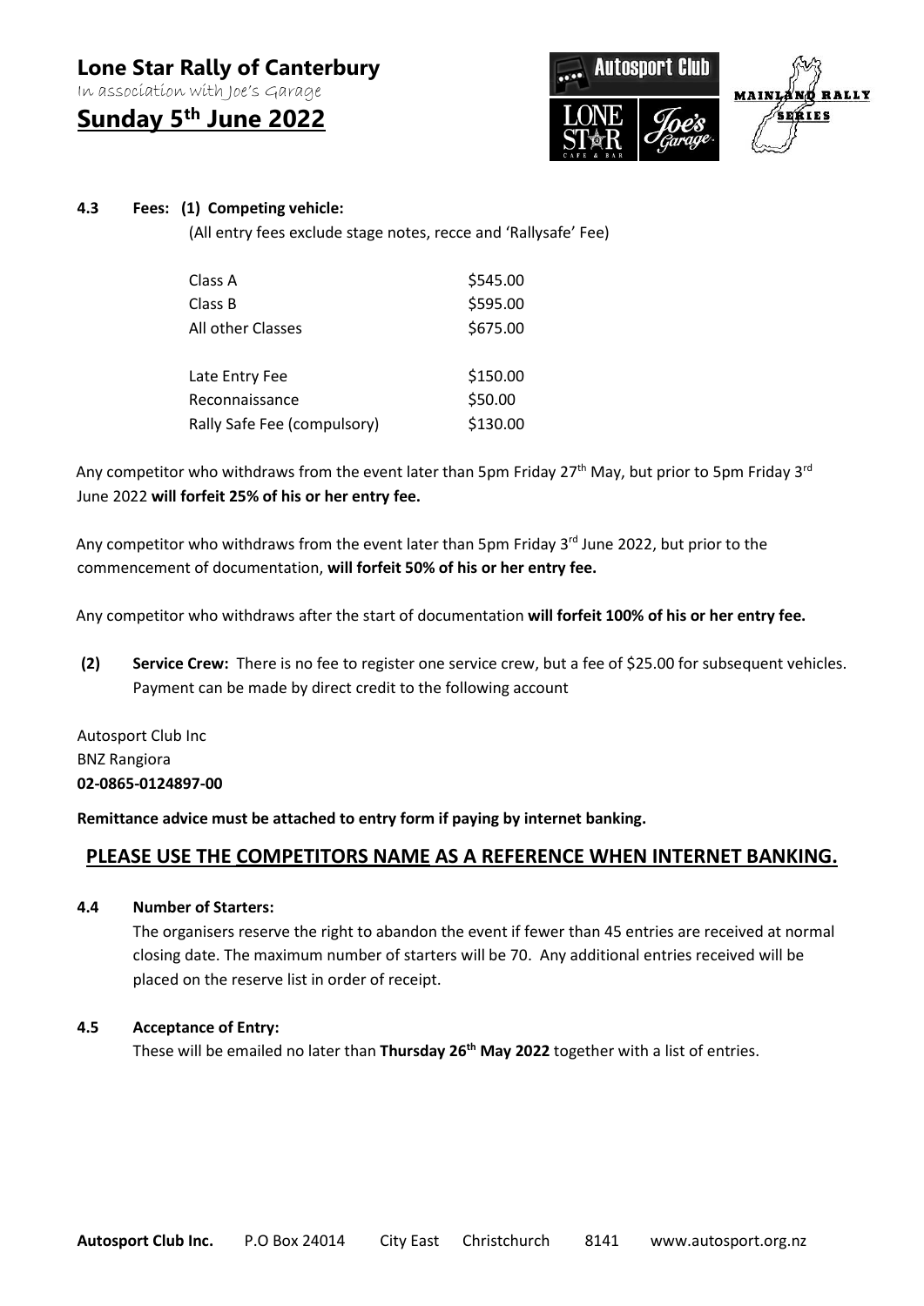**Lone Star Rally of Canterbury**

In association with Joe's Garage

**Sunday 5th June 2022**

**4.3 Fees: (1) Competing vehicle:**

(All entry fees exclude stage notes, recce and 'Rallysafe' Fee)

| | |
|---|---|
| Class A | $545.00 |
| Class B | $595.00 |
| All other Classes | $675.00 |
| | |
| Late Entry Fee | $150.00 |
| Reconnaissance | $50.00 |
| Rally Safe Fee (compulsory) | $130.00 |

Any competitor who withdraws from the event later than 5pm Friday 27th May, but prior to 5pm Friday 3rd June 2022 **will forfeit 25% of his or her entry fee.**

Any competitor who withdraws from the event later than 5pm Friday 3rd June 2022, but prior to the commencement of documentation, **will forfeit 50% of his or her entry fee.**

Any competitor who withdraws after the start of documentation **will forfeit 100% of his or her entry fee.**

**(2) Service Crew:** There is no fee to register one service crew, but a fee of $25.00 for subsequent vehicles. Payment can be made by direct credit to the following account

Autosport Club Inc
BNZ Rangiora
**02-0865-0124897-00**

**Remittance advice must be attached to entry form if paying by internet banking.**

## PLEASE USE THE COMPETITORS NAME AS A REFERENCE WHEN INTERNET BANKING.

**4.4 Number of Starters:**

The organisers reserve the right to abandon the event if fewer than 45 entries are received at normal closing date. The maximum number of starters will be 70. Any additional entries received will be placed on the reserve list in order of receipt.

**4.5 Acceptance of Entry:**

These will be emailed no later than **Thursday 26th May 2022** together with a list of entries.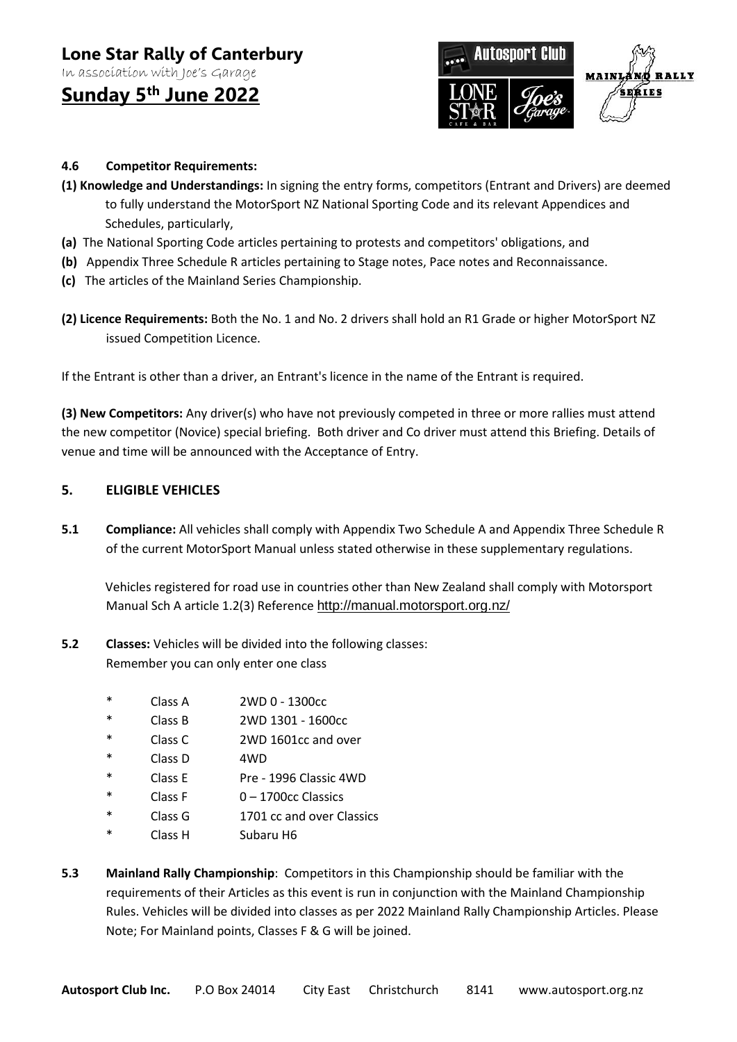**4.6 Competitor Requirements:**

**(1) Knowledge and Understandings:** In signing the entry forms, competitors (Entrant and Drivers) are deemed to fully understand the MotorSport NZ National Sporting Code and its relevant Appendices and Schedules, particularly,

**(a)** The National Sporting Code articles pertaining to protests and competitors' obligations, and

**(b)** Appendix Three Schedule R articles pertaining to Stage notes, Pace notes and Reconnaissance.

**(c)** The articles of the Mainland Series Championship.

**(2) Licence Requirements:** Both the No. 1 and No. 2 drivers shall hold an R1 Grade or higher MotorSport NZ issued Competition Licence.

If the Entrant is other than a driver, an Entrant's licence in the name of the Entrant is required.

**(3) New Competitors:** Any driver(s) who have not previously competed in three or more rallies must attend the new competitor (Novice) special briefing. Both driver and Co driver must attend this Briefing. Details of venue and time will be announced with the Acceptance of Entry.

## 5. ELIGIBLE VEHICLES

**5.1 Compliance:** All vehicles shall comply with Appendix Two Schedule A and Appendix Three Schedule R of the current MotorSport Manual unless stated otherwise in these supplementary regulations.

Vehicles registered for road use in countries other than New Zealand shall comply with Motorsport Manual Sch A article 1.2(3) Reference http://manual.motorsport.org.nz/

**5.2 Classes:** Vehicles will be divided into the following classes:
Remember you can only enter one class

- Class A 2WD 0 - 1300cc
- Class B 2WD 1301 - 1600cc
- Class C 2WD 1601cc and over
- Class D 4WD
- Class E Pre - 1996 Classic 4WD
- Class F 0 – 1700cc Classics
- Class G 1701 cc and over Classics
- Class H Subaru H6

**5.3 Mainland Rally Championship**: Competitors in this Championship should be familiar with the requirements of their Articles as this event is run in conjunction with the Mainland Championship Rules. Vehicles will be divided into classes as per 2022 Mainland Rally Championship Articles. Please Note; For Mainland points, Classes F & G will be joined.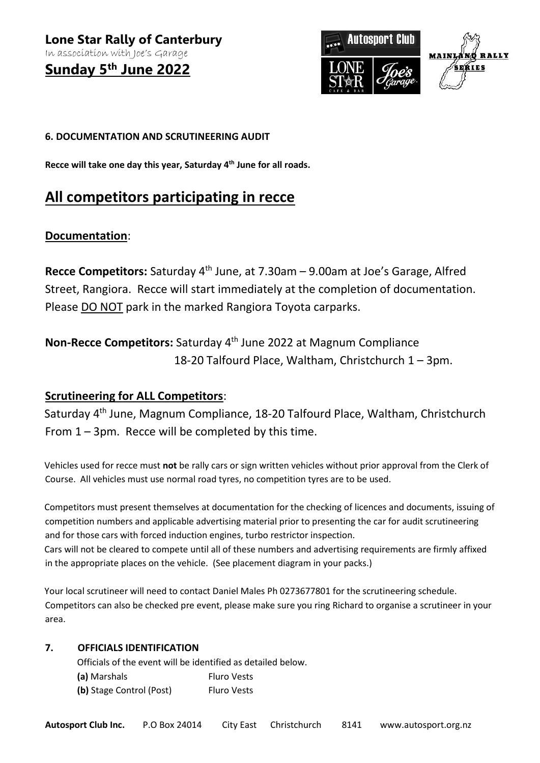**Lone Star Rally of Canterbury**
In association with Joe's Garage
**Sunday 5th June 2022**

**6. DOCUMENTATION AND SCRUTINEERING AUDIT**

**Recce will take one day this year, Saturday 4th June for all roads.**

# All competitors participating in recce

## Documentation:

**Recce Competitors:** Saturday 4th June, at 7.30am – 9.00am at Joe's Garage, Alfred Street, Rangiora. Recce will start immediately at the completion of documentation. Please DO NOT park in the marked Rangiora Toyota carparks.

**Non-Recce Competitors:** Saturday 4th June 2022 at Magnum Compliance 18-20 Talfourd Place, Waltham, Christchurch 1 – 3pm.

## Scrutineering for ALL Competitors:

Saturday 4th June, Magnum Compliance, 18-20 Talfourd Place, Waltham, Christchurch From 1 – 3pm. Recce will be completed by this time.

Vehicles used for recce must **not** be rally cars or sign written vehicles without prior approval from the Clerk of Course. All vehicles must use normal road tyres, no competition tyres are to be used.

Competitors must present themselves at documentation for the checking of licences and documents, issuing of competition numbers and applicable advertising material prior to presenting the car for audit scrutineering and for those cars with forced induction engines, turbo restrictor inspection.
Cars will not be cleared to compete until all of these numbers and advertising requirements are firmly affixed in the appropriate places on the vehicle. (See placement diagram in your packs.)

Your local scrutineer will need to contact Daniel Males Ph 0273677801 for the scrutineering schedule. Competitors can also be checked pre event, please make sure you ring Richard to organise a scrutineer in your area.

**7. OFFICIALS IDENTIFICATION**

Officials of the event will be identified as detailed below.

**(a)** Marshals — Fluro Vests
**(b)** Stage Control (Post) — Fluro Vests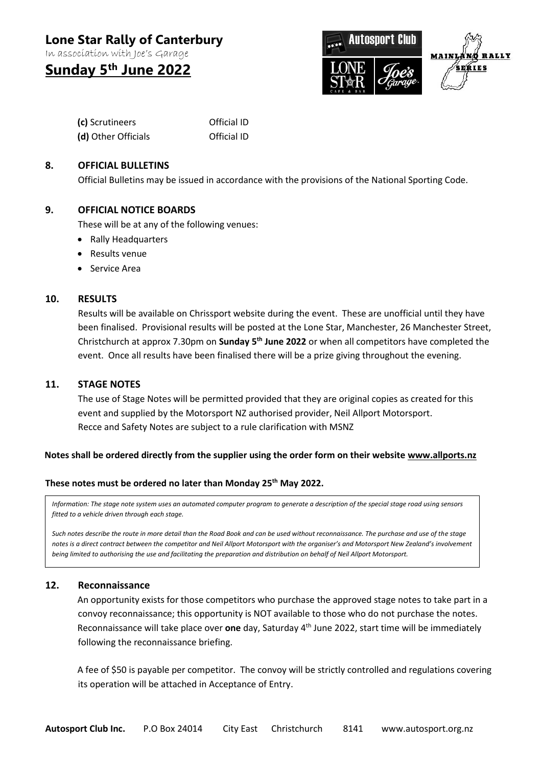**(c)** Scrutineers Official ID
**(d)** Other Officials Official ID

## 8. OFFICIAL BULLETINS

Official Bulletins may be issued in accordance with the provisions of the National Sporting Code.

## 9. OFFICIAL NOTICE BOARDS

These will be at any of the following venues:

- Rally Headquarters
- Results venue
- Service Area

## 10. RESULTS

Results will be available on Chrissport website during the event. These are unofficial until they have been finalised. Provisional results will be posted at the Lone Star, Manchester, 26 Manchester Street, Christchurch at approx 7.30pm on **Sunday 5th June 2022** or when all competitors have completed the event. Once all results have been finalised there will be a prize giving throughout the evening.

## 11. STAGE NOTES

The use of Stage Notes will be permitted provided that they are original copies as created for this event and supplied by the Motorsport NZ authorised provider, Neil Allport Motorsport.
Recce and Safety Notes are subject to a rule clarification with MSNZ

**Notes shall be ordered directly from the supplier using the order form on their website www.allports.nz**

**These notes must be ordered no later than Monday 25th May 2022.**

*Information: The stage note system uses an automated computer program to generate a description of the special stage road using sensors fitted to a vehicle driven through each stage.*

*Such notes describe the route in more detail than the Road Book and can be used without reconnaissance. The purchase and use of the stage notes is a direct contract between the competitor and Neil Allport Motorsport with the organiser's and Motorsport New Zealand's involvement being limited to authorising the use and facilitating the preparation and distribution on behalf of Neil Allport Motorsport.*

## 12. Reconnaissance

An opportunity exists for those competitors who purchase the approved stage notes to take part in a convoy reconnaissance; this opportunity is NOT available to those who do not purchase the notes. Reconnaissance will take place over **one** day, Saturday 4th June 2022, start time will be immediately following the reconnaissance briefing.

A fee of $50 is payable per competitor. The convoy will be strictly controlled and regulations covering its operation will be attached in Acceptance of Entry.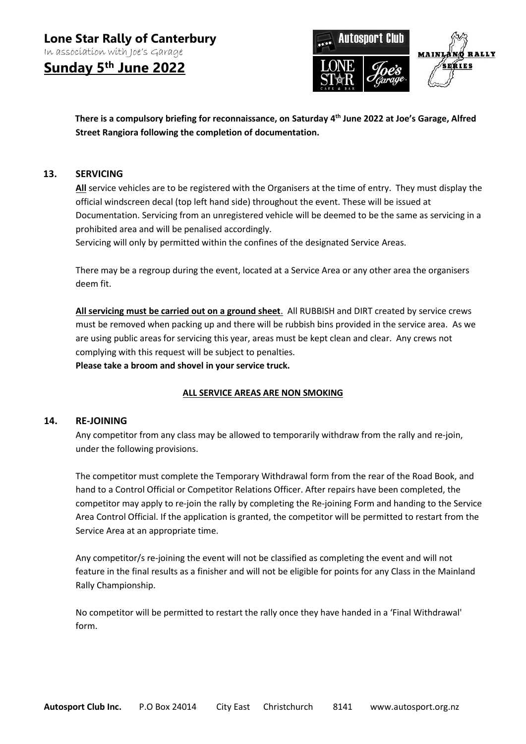**There is a compulsory briefing for reconnaissance, on Saturday 4th June 2022 at Joe's Garage, Alfred Street Rangiora following the completion of documentation.**

## 13. SERVICING

**All** service vehicles are to be registered with the Organisers at the time of entry. They must display the official windscreen decal (top left hand side) throughout the event. These will be issued at Documentation. Servicing from an unregistered vehicle will be deemed to be the same as servicing in a prohibited area and will be penalised accordingly.

Servicing will only by permitted within the confines of the designated Service Areas.

There may be a regroup during the event, located at a Service Area or any other area the organisers deem fit.

**All servicing must be carried out on a ground sheet**. All RUBBISH and DIRT created by service crews must be removed when packing up and there will be rubbish bins provided in the service area. As we are using public areas for servicing this year, areas must be kept clean and clear. Any crews not complying with this request will be subject to penalties.

**Please take a broom and shovel in your service truck.**

**ALL SERVICE AREAS ARE NON SMOKING**

## 14. RE-JOINING

Any competitor from any class may be allowed to temporarily withdraw from the rally and re-join, under the following provisions.

The competitor must complete the Temporary Withdrawal form from the rear of the Road Book, and hand to a Control Official or Competitor Relations Officer. After repairs have been completed, the competitor may apply to re-join the rally by completing the Re-joining Form and handing to the Service Area Control Official. If the application is granted, the competitor will be permitted to restart from the Service Area at an appropriate time.

Any competitor/s re-joining the event will not be classified as completing the event and will not feature in the final results as a finisher and will not be eligible for points for any Class in the Mainland Rally Championship.

No competitor will be permitted to restart the rally once they have handed in a 'Final Withdrawal' form.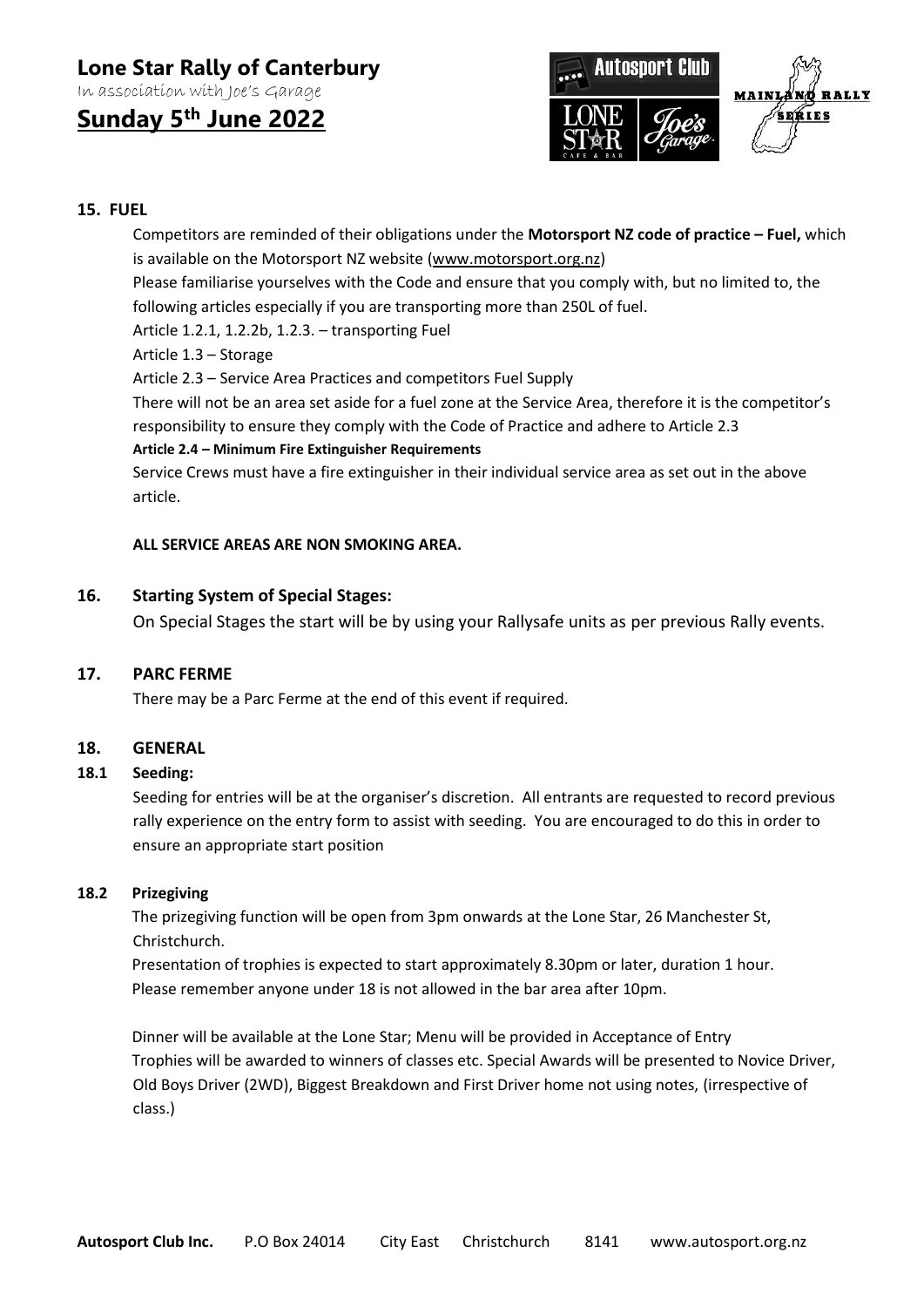## 15. FUEL

Competitors are reminded of their obligations under the **Motorsport NZ code of practice – Fuel,** which is available on the Motorsport NZ website (www.motorsport.org.nz)

Please familiarise yourselves with the Code and ensure that you comply with, but no limited to, the following articles especially if you are transporting more than 250L of fuel.

Article 1.2.1, 1.2.2b, 1.2.3. – transporting Fuel

Article 1.3 – Storage

Article 2.3 – Service Area Practices and competitors Fuel Supply

There will not be an area set aside for a fuel zone at the Service Area, therefore it is the competitor's responsibility to ensure they comply with the Code of Practice and adhere to Article 2.3

**Article 2.4 – Minimum Fire Extinguisher Requirements**

Service Crews must have a fire extinguisher in their individual service area as set out in the above article.

**ALL SERVICE AREAS ARE NON SMOKING AREA.**

## 16. Starting System of Special Stages:

On Special Stages the start will be by using your Rallysafe units as per previous Rally events.

## 17. PARC FERME

There may be a Parc Ferme at the end of this event if required.

## 18. GENERAL

### 18.1 Seeding:

Seeding for entries will be at the organiser's discretion. All entrants are requested to record previous rally experience on the entry form to assist with seeding. You are encouraged to do this in order to ensure an appropriate start position

### 18.2 Prizegiving

The prizegiving function will be open from 3pm onwards at the Lone Star, 26 Manchester St, Christchurch.

Presentation of trophies is expected to start approximately 8.30pm or later, duration 1 hour.

Please remember anyone under 18 is not allowed in the bar area after 10pm.

Dinner will be available at the Lone Star; Menu will be provided in Acceptance of Entry

Trophies will be awarded to winners of classes etc. Special Awards will be presented to Novice Driver, Old Boys Driver (2WD), Biggest Breakdown and First Driver home not using notes, (irrespective of class.)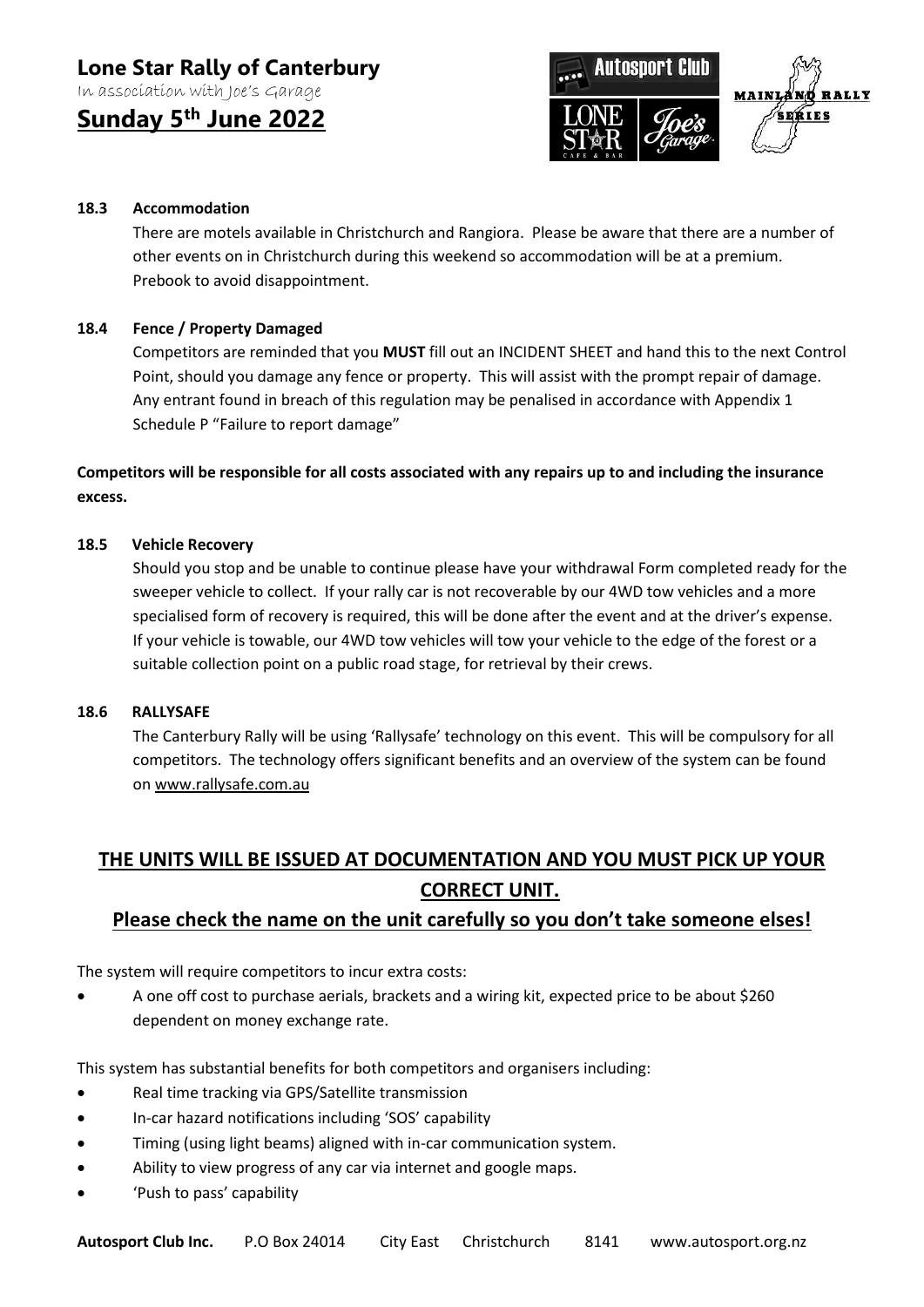### 18.3 Accommodation

There are motels available in Christchurch and Rangiora. Please be aware that there are a number of other events on in Christchurch during this weekend so accommodation will be at a premium. Prebook to avoid disappointment.

### 18.4 Fence / Property Damaged

Competitors are reminded that you **MUST** fill out an INCIDENT SHEET and hand this to the next Control Point, should you damage any fence or property. This will assist with the prompt repair of damage. Any entrant found in breach of this regulation may be penalised in accordance with Appendix 1 Schedule P "Failure to report damage"

**Competitors will be responsible for all costs associated with any repairs up to and including the insurance excess.**

### 18.5 Vehicle Recovery

Should you stop and be unable to continue please have your withdrawal Form completed ready for the sweeper vehicle to collect. If your rally car is not recoverable by our 4WD tow vehicles and a more specialised form of recovery is required, this will be done after the event and at the driver's expense. If your vehicle is towable, our 4WD tow vehicles will tow your vehicle to the edge of the forest or a suitable collection point on a public road stage, for retrieval by their crews.

### 18.6 RALLYSAFE

The Canterbury Rally will be using 'Rallysafe' technology on this event. This will be compulsory for all competitors. The technology offers significant benefits and an overview of the system can be found on www.rallysafe.com.au

## THE UNITS WILL BE ISSUED AT DOCUMENTATION AND YOU MUST PICK UP YOUR CORRECT UNIT.

### Please check the name on the unit carefully so you don't take someone elses!

The system will require competitors to incur extra costs:

- A one off cost to purchase aerials, brackets and a wiring kit, expected price to be about $260 dependent on money exchange rate.

This system has substantial benefits for both competitors and organisers including:

- Real time tracking via GPS/Satellite transmission
- In-car hazard notifications including 'SOS' capability
- Timing (using light beams) aligned with in-car communication system.
- Ability to view progress of any car via internet and google maps.
- 'Push to pass' capability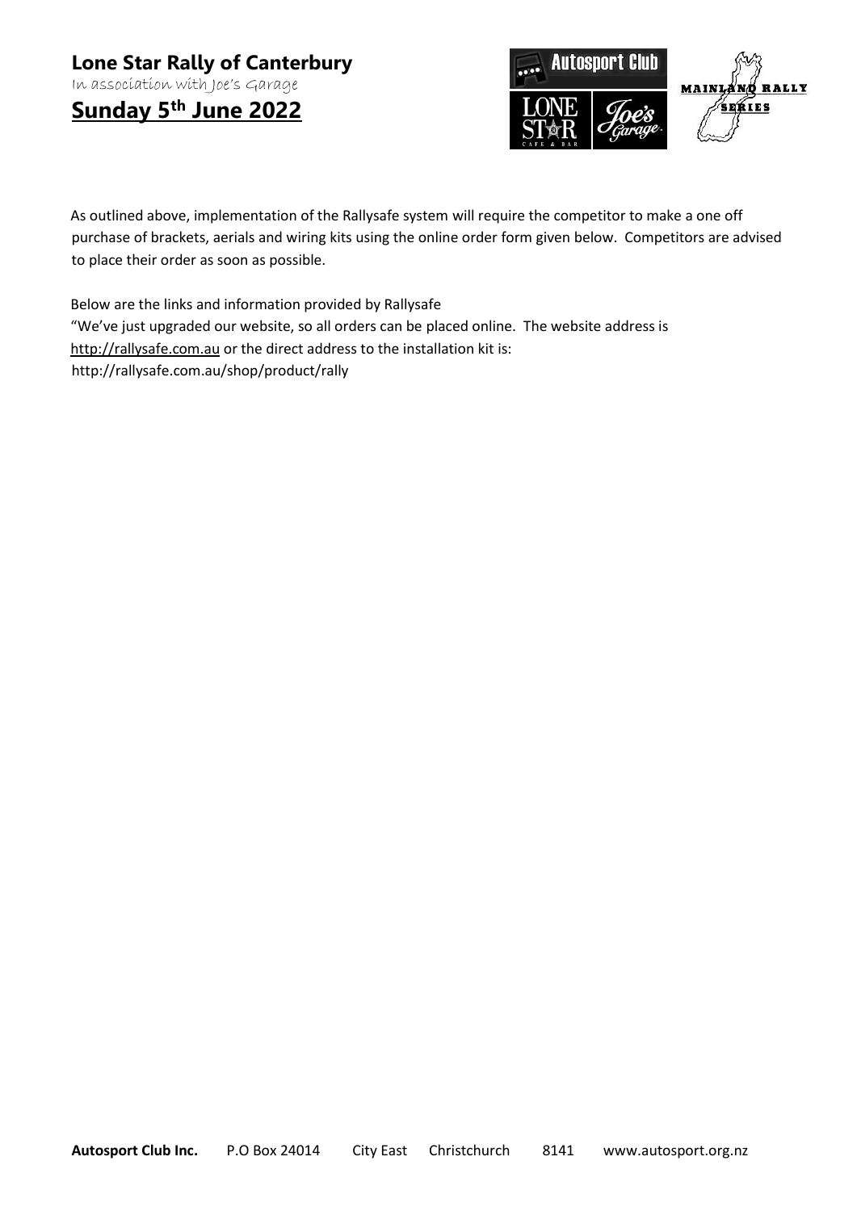As outlined above, implementation of the Rallysafe system will require the competitor to make a one off purchase of brackets, aerials and wiring kits using the online order form given below. Competitors are advised to place their order as soon as possible.

Below are the links and information provided by Rallysafe

"We've just upgraded our website, so all orders can be placed online. The website address is http://rallysafe.com.au or the direct address to the installation kit is:

http://rallysafe.com.au/shop/product/rally